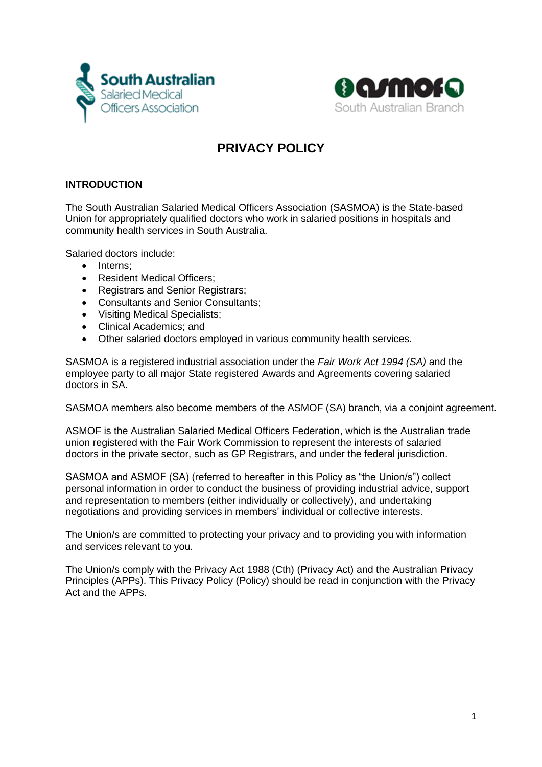South Australian Salaried Medical Officers Association

asmof South Australian Branch

# PRIVACY POLICY

## INTRODUCTION

The South Australian Salaried Medical Officers Association (SASMOA) is the State-based Union for appropriately qualified doctors who work in salaried positions in hospitals and community health services in South Australia.

Salaried doctors include:

- Interns;
- Resident Medical Officers;
- Registrars and Senior Registrars;
- Consultants and Senior Consultants;
- Visiting Medical Specialists;
- Clinical Academics; and
- Other salaried doctors employed in various community health services.

SASMOA is a registered industrial association under the *Fair Work Act 1994 (SA)* and the employee party to all major State registered Awards and Agreements covering salaried doctors in SA.

SASMOA members also become members of the ASMOF (SA) branch, via a conjoint agreement.

ASMOF is the Australian Salaried Medical Officers Federation, which is the Australian trade union registered with the Fair Work Commission to represent the interests of salaried doctors in the private sector, such as GP Registrars, and under the federal jurisdiction.

SASMOA and ASMOF (SA) (referred to hereafter in this Policy as "the Union/s") collect personal information in order to conduct the business of providing industrial advice, support and representation to members (either individually or collectively), and undertaking negotiations and providing services in members' individual or collective interests.

The Union/s are committed to protecting your privacy and to providing you with information and services relevant to you.

The Union/s comply with the Privacy Act 1988 (Cth) (Privacy Act) and the Australian Privacy Principles (APPs). This Privacy Policy (Policy) should be read in conjunction with the Privacy Act and the APPs.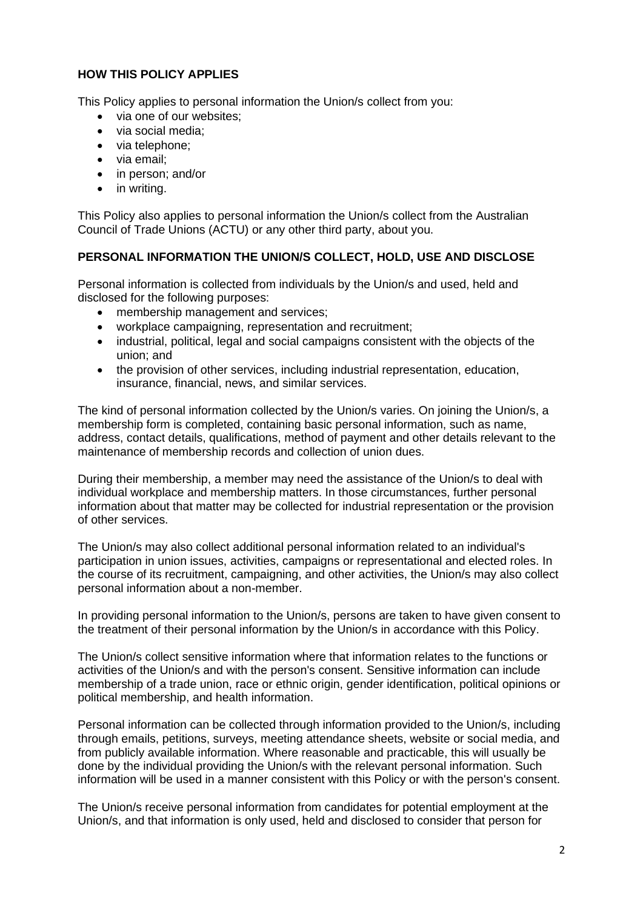## HOW THIS POLICY APPLIES

This Policy applies to personal information the Union/s collect from you:

- via one of our websites;
- via social media;
- via telephone;
- via email;
- in person; and/or
- in writing.

This Policy also applies to personal information the Union/s collect from the Australian Council of Trade Unions (ACTU) or any other third party, about you.

## PERSONAL INFORMATION THE UNION/S COLLECT, HOLD, USE AND DISCLOSE

Personal information is collected from individuals by the Union/s and used, held and disclosed for the following purposes:

- membership management and services;
- workplace campaigning, representation and recruitment;
- industrial, political, legal and social campaigns consistent with the objects of the union; and
- the provision of other services, including industrial representation, education, insurance, financial, news, and similar services.

The kind of personal information collected by the Union/s varies. On joining the Union/s, a membership form is completed, containing basic personal information, such as name, address, contact details, qualifications, method of payment and other details relevant to the maintenance of membership records and collection of union dues.

During their membership, a member may need the assistance of the Union/s to deal with individual workplace and membership matters. In those circumstances, further personal information about that matter may be collected for industrial representation or the provision of other services.

The Union/s may also collect additional personal information related to an individual's participation in union issues, activities, campaigns or representational and elected roles. In the course of its recruitment, campaigning, and other activities, the Union/s may also collect personal information about a non-member.

In providing personal information to the Union/s, persons are taken to have given consent to the treatment of their personal information by the Union/s in accordance with this Policy.

The Union/s collect sensitive information where that information relates to the functions or activities of the Union/s and with the person's consent. Sensitive information can include membership of a trade union, race or ethnic origin, gender identification, political opinions or political membership, and health information.

Personal information can be collected through information provided to the Union/s, including through emails, petitions, surveys, meeting attendance sheets, website or social media, and from publicly available information. Where reasonable and practicable, this will usually be done by the individual providing the Union/s with the relevant personal information. Such information will be used in a manner consistent with this Policy or with the person's consent.

The Union/s receive personal information from candidates for potential employment at the Union/s, and that information is only used, held and disclosed to consider that person for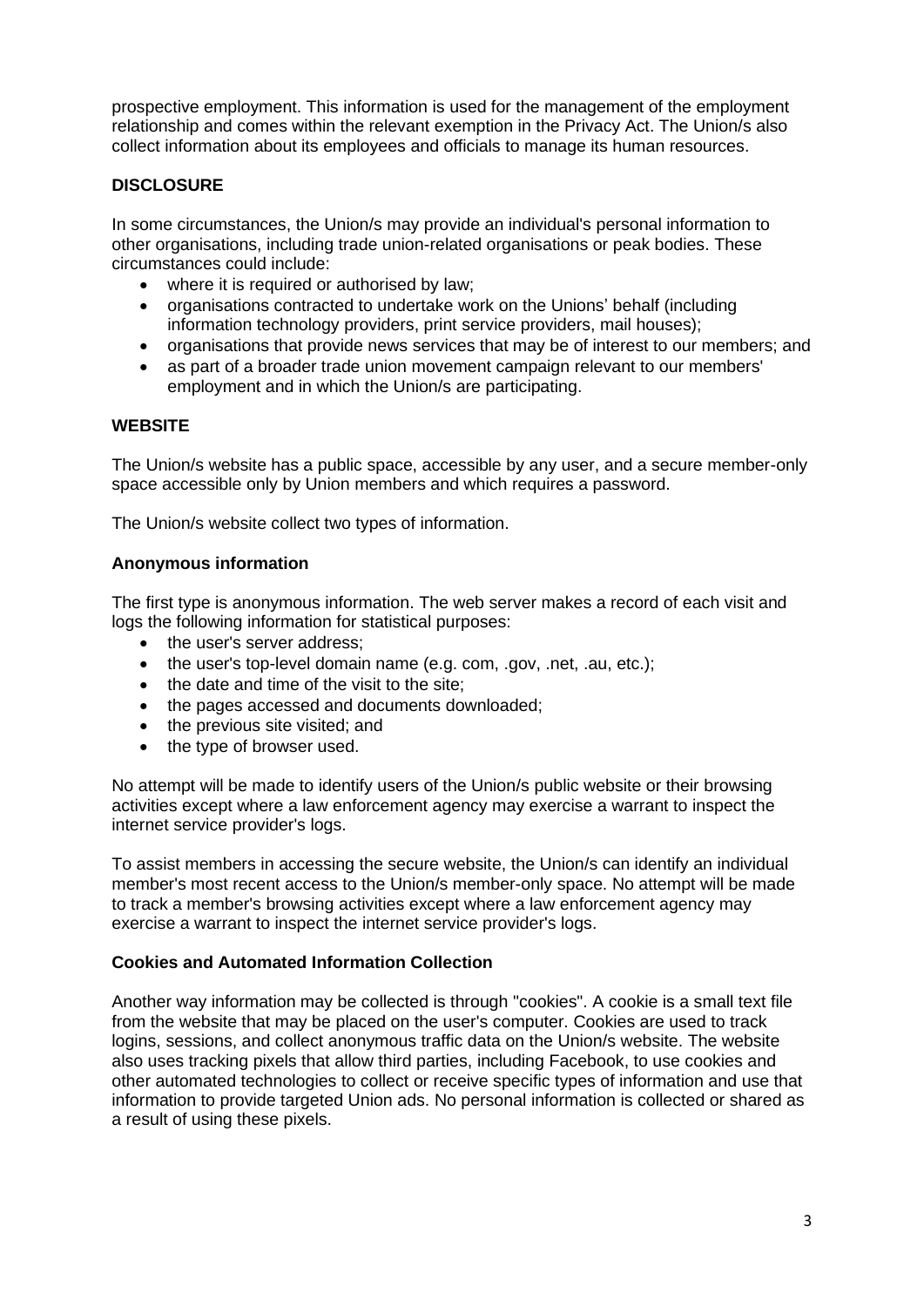prospective employment. This information is used for the management of the employment relationship and comes within the relevant exemption in the Privacy Act. The Union/s also collect information about its employees and officials to manage its human resources.

## DISCLOSURE

In some circumstances, the Union/s may provide an individual's personal information to other organisations, including trade union-related organisations or peak bodies. These circumstances could include:

- where it is required or authorised by law;
- organisations contracted to undertake work on the Unions' behalf (including information technology providers, print service providers, mail houses);
- organisations that provide news services that may be of interest to our members; and
- as part of a broader trade union movement campaign relevant to our members' employment and in which the Union/s are participating.

## WEBSITE

The Union/s website has a public space, accessible by any user, and a secure member-only space accessible only by Union members and which requires a password.

The Union/s website collect two types of information.

### Anonymous information

The first type is anonymous information. The web server makes a record of each visit and logs the following information for statistical purposes:

- the user's server address;
- the user's top-level domain name (e.g. com, .gov, .net, .au, etc.);
- the date and time of the visit to the site;
- the pages accessed and documents downloaded;
- the previous site visited; and
- the type of browser used.

No attempt will be made to identify users of the Union/s public website or their browsing activities except where a law enforcement agency may exercise a warrant to inspect the internet service provider's logs.

To assist members in accessing the secure website, the Union/s can identify an individual member's most recent access to the Union/s member-only space. No attempt will be made to track a member's browsing activities except where a law enforcement agency may exercise a warrant to inspect the internet service provider's logs.

### Cookies and Automated Information Collection

Another way information may be collected is through "cookies". A cookie is a small text file from the website that may be placed on the user's computer. Cookies are used to track logins, sessions, and collect anonymous traffic data on the Union/s website. The website also uses tracking pixels that allow third parties, including Facebook, to use cookies and other automated technologies to collect or receive specific types of information and use that information to provide targeted Union ads. No personal information is collected or shared as a result of using these pixels.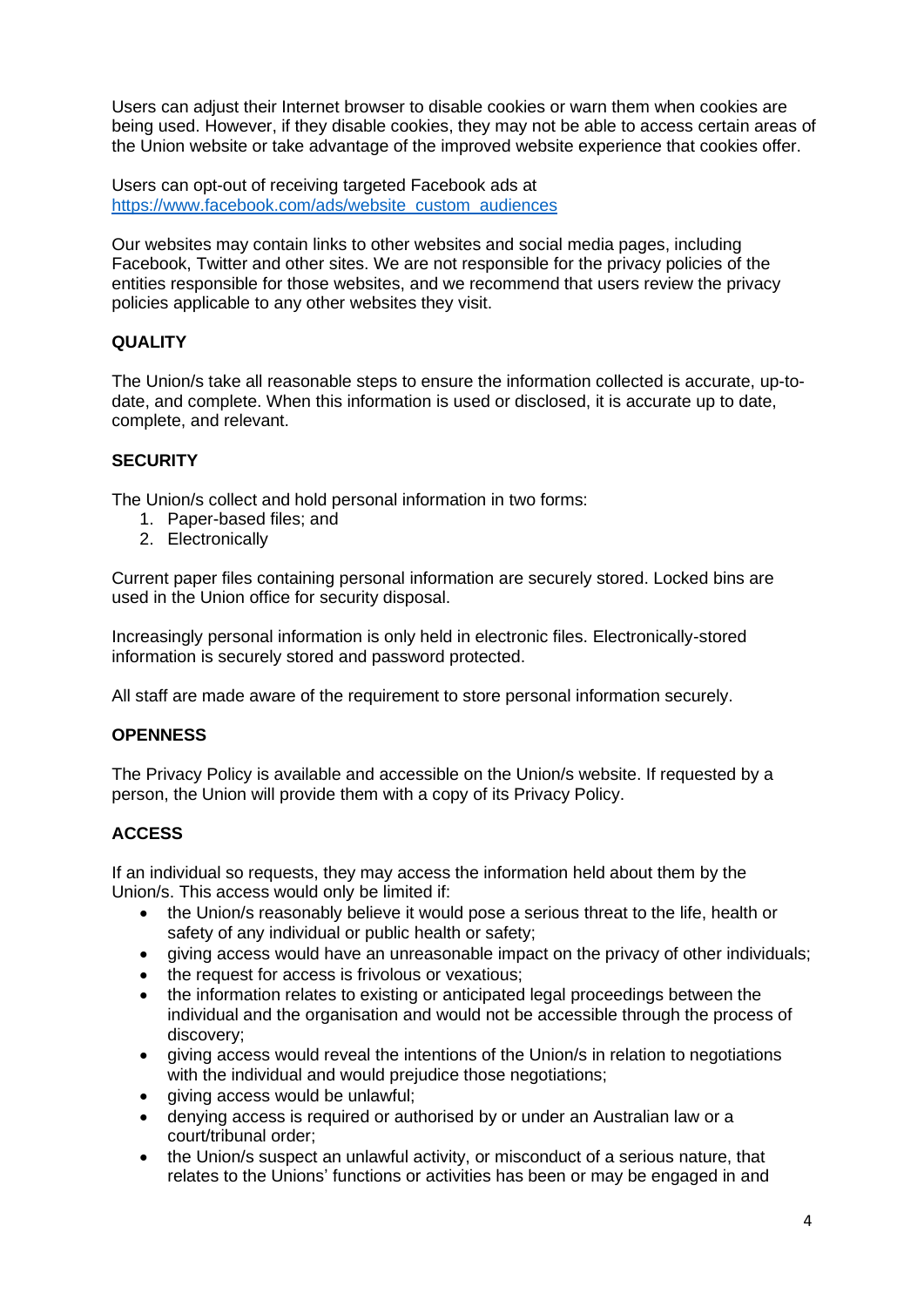Users can adjust their Internet browser to disable cookies or warn them when cookies are being used. However, if they disable cookies, they may not be able to access certain areas of the Union website or take advantage of the improved website experience that cookies offer.

Users can opt-out of receiving targeted Facebook ads at [https://www.facebook.com/ads/website_custom_audiences](https://www.facebook.com/ads/website_custom_audiences)

Our websites may contain links to other websites and social media pages, including Facebook, Twitter and other sites. We are not responsible for the privacy policies of the entities responsible for those websites, and we recommend that users review the privacy policies applicable to any other websites they visit.

**QUALITY**

The Union/s take all reasonable steps to ensure the information collected is accurate, up-to-date, and complete. When this information is used or disclosed, it is accurate up to date, complete, and relevant.

**SECURITY**

The Union/s collect and hold personal information in two forms:

1. Paper-based files; and
2. Electronically

Current paper files containing personal information are securely stored. Locked bins are used in the Union office for security disposal.

Increasingly personal information is only held in electronic files. Electronically-stored information is securely stored and password protected.

All staff are made aware of the requirement to store personal information securely.

**OPENNESS**

The Privacy Policy is available and accessible on the Union/s website. If requested by a person, the Union will provide them with a copy of its Privacy Policy.

**ACCESS**

If an individual so requests, they may access the information held about them by the Union/s. This access would only be limited if:

- the Union/s reasonably believe it would pose a serious threat to the life, health or safety of any individual or public health or safety;
- giving access would have an unreasonable impact on the privacy of other individuals;
- the request for access is frivolous or vexatious;
- the information relates to existing or anticipated legal proceedings between the individual and the organisation and would not be accessible through the process of discovery;
- giving access would reveal the intentions of the Union/s in relation to negotiations with the individual and would prejudice those negotiations;
- giving access would be unlawful;
- denying access is required or authorised by or under an Australian law or a court/tribunal order;
- the Union/s suspect an unlawful activity, or misconduct of a serious nature, that relates to the Unions' functions or activities has been or may be engaged in and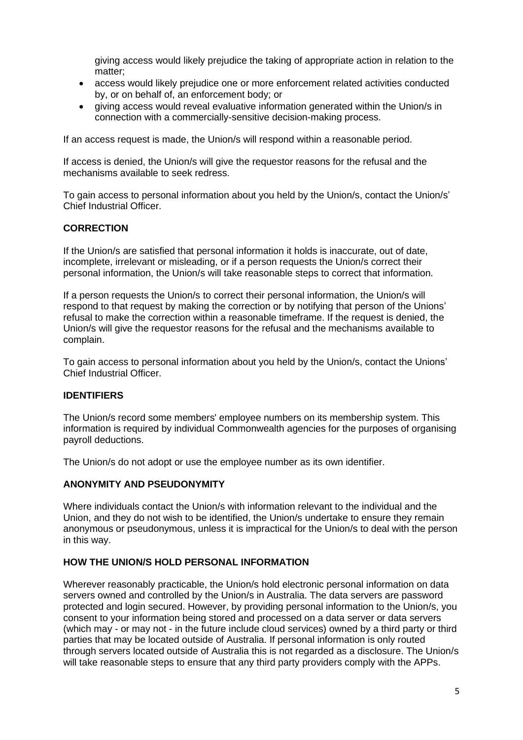giving access would likely prejudice the taking of appropriate action in relation to the matter;

- access would likely prejudice one or more enforcement related activities conducted by, or on behalf of, an enforcement body; or
- giving access would reveal evaluative information generated within the Union/s in connection with a commercially-sensitive decision-making process.

If an access request is made, the Union/s will respond within a reasonable period.

If access is denied, the Union/s will give the requestor reasons for the refusal and the mechanisms available to seek redress.

To gain access to personal information about you held by the Union/s, contact the Union/s' Chief Industrial Officer.

## CORRECTION

If the Union/s are satisfied that personal information it holds is inaccurate, out of date, incomplete, irrelevant or misleading, or if a person requests the Union/s correct their personal information, the Union/s will take reasonable steps to correct that information.

If a person requests the Union/s to correct their personal information, the Union/s will respond to that request by making the correction or by notifying that person of the Unions' refusal to make the correction within a reasonable timeframe. If the request is denied, the Union/s will give the requestor reasons for the refusal and the mechanisms available to complain.

To gain access to personal information about you held by the Union/s, contact the Unions' Chief Industrial Officer.

## IDENTIFIERS

The Union/s record some members' employee numbers on its membership system. This information is required by individual Commonwealth agencies for the purposes of organising payroll deductions.

The Union/s do not adopt or use the employee number as its own identifier.

## ANONYMITY AND PSEUDONYMITY

Where individuals contact the Union/s with information relevant to the individual and the Union, and they do not wish to be identified, the Union/s undertake to ensure they remain anonymous or pseudonymous, unless it is impractical for the Union/s to deal with the person in this way.

## HOW THE UNION/S HOLD PERSONAL INFORMATION

Wherever reasonably practicable, the Union/s hold electronic personal information on data servers owned and controlled by the Union/s in Australia. The data servers are password protected and login secured. However, by providing personal information to the Union/s, you consent to your information being stored and processed on a data server or data servers (which may - or may not - in the future include cloud services) owned by a third party or third parties that may be located outside of Australia. If personal information is only routed through servers located outside of Australia this is not regarded as a disclosure. The Union/s will take reasonable steps to ensure that any third party providers comply with the APPs.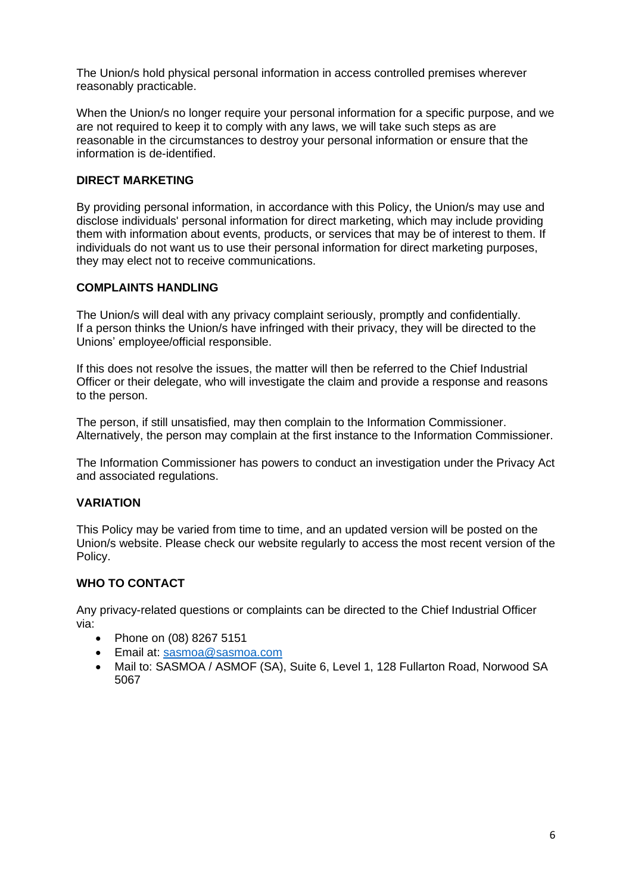The Union/s hold physical personal information in access controlled premises wherever reasonably practicable.

When the Union/s no longer require your personal information for a specific purpose, and we are not required to keep it to comply with any laws, we will take such steps as are reasonable in the circumstances to destroy your personal information or ensure that the information is de-identified.

## DIRECT MARKETING

By providing personal information, in accordance with this Policy, the Union/s may use and disclose individuals' personal information for direct marketing, which may include providing them with information about events, products, or services that may be of interest to them. If individuals do not want us to use their personal information for direct marketing purposes, they may elect not to receive communications.

## COMPLAINTS HANDLING

The Union/s will deal with any privacy complaint seriously, promptly and confidentially. If a person thinks the Union/s have infringed with their privacy, they will be directed to the Unions' employee/official responsible.

If this does not resolve the issues, the matter will then be referred to the Chief Industrial Officer or their delegate, who will investigate the claim and provide a response and reasons to the person.

The person, if still unsatisfied, may then complain to the Information Commissioner. Alternatively, the person may complain at the first instance to the Information Commissioner.

The Information Commissioner has powers to conduct an investigation under the Privacy Act and associated regulations.

## VARIATION

This Policy may be varied from time to time, and an updated version will be posted on the Union/s website. Please check our website regularly to access the most recent version of the Policy.

## WHO TO CONTACT

Any privacy-related questions or complaints can be directed to the Chief Industrial Officer via:

- Phone on (08) 8267 5151
- Email at: sasmoa@sasmoa.com
- Mail to: SASMOA / ASMOF (SA), Suite 6, Level 1, 128 Fullarton Road, Norwood SA 5067